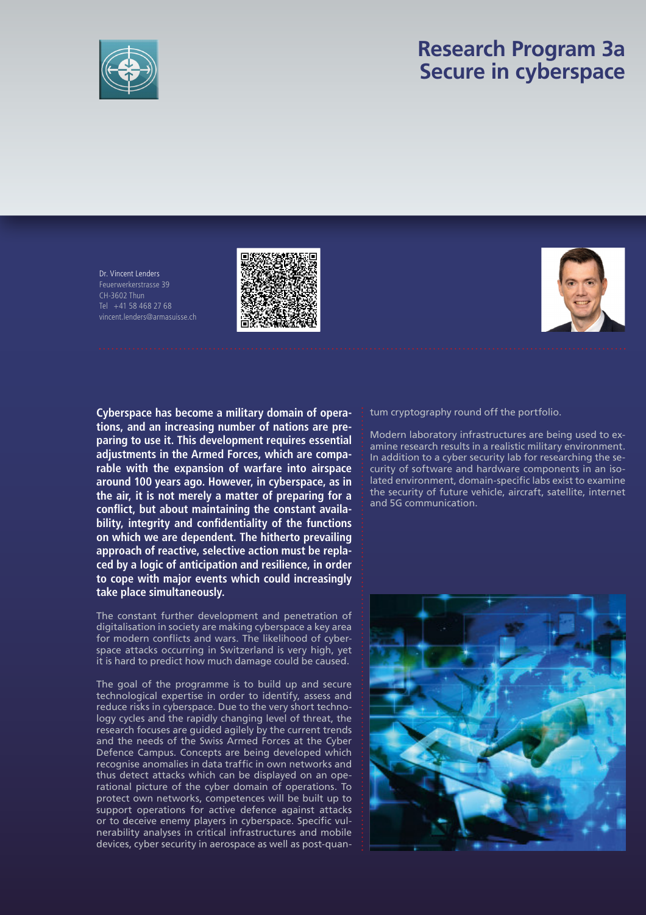# Research Program 3a
# Secure in cyberspace

Dr. Vincent Lenders
Feuerwerkerstrasse 39
CH-3602 Thun
Tel +41 58 468 27 68
vincent.lenders@armasuisse.ch

**Cyberspace has become a military domain of operations, and an increasing number of nations are preparing to use it. This development requires essential adjustments in the Armed Forces, which are comparable with the expansion of warfare into airspace around 100 years ago. However, in cyberspace, as in the air, it is not merely a matter of preparing for a conflict, but about maintaining the constant availability, integrity and confidentiality of the functions on which we are dependent. The hitherto prevailing approach of reactive, selective action must be replaced by a logic of anticipation and resilience, in order to cope with major events which could increasingly take place simultaneously.**

The constant further development and penetration of digitalisation in society are making cyberspace a key area for modern conflicts and wars. The likelihood of cyberspace attacks occurring in Switzerland is very high, yet it is hard to predict how much damage could be caused.

The goal of the programme is to build up and secure technological expertise in order to identify, assess and reduce risks in cyberspace. Due to the very short technology cycles and the rapidly changing level of threat, the research focuses are guided agilely by the current trends and the needs of the Swiss Armed Forces at the Cyber Defence Campus. Concepts are being developed which recognise anomalies in data traffic in own networks and thus detect attacks which can be displayed on an operational picture of the cyber domain of operations. To protect own networks, competences will be built up to support operations for active defence against attacks or to deceive enemy players in cyberspace. Specific vulnerability analyses in critical infrastructures and mobile devices, cyber security in aerospace as well as post-quantum cryptography round off the portfolio.

Modern laboratory infrastructures are being used to examine research results in a realistic military environment. In addition to a cyber security lab for researching the security of software and hardware components in an isolated environment, domain-specific labs exist to examine the security of future vehicle, aircraft, satellite, internet and 5G communication.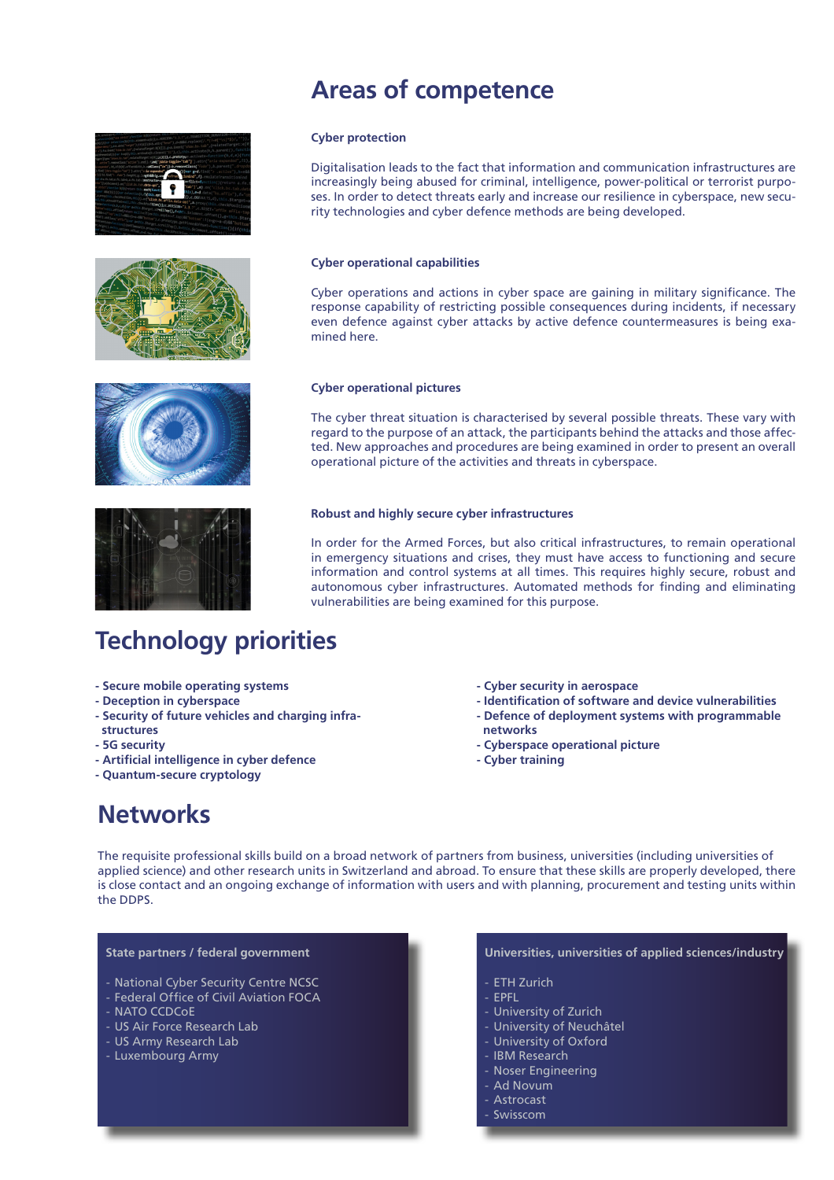# Areas of competence

### Cyber protection

Digitalisation leads to the fact that information and communication infrastructures are increasingly being abused for criminal, intelligence, power-political or terrorist purposes. In order to detect threats early and increase our resilience in cyberspace, new security technologies and cyber defence methods are being developed.

### Cyber operational capabilities

Cyber operations and actions in cyber space are gaining in military significance. The response capability of restricting possible consequences during incidents, if necessary even defence against cyber attacks by active defence countermeasures is being examined here.

### Cyber operational pictures

The cyber threat situation is characterised by several possible threats. These vary with regard to the purpose of an attack, the participants behind the attacks and those affected. New approaches and procedures are being examined in order to present an overall operational picture of the activities and threats in cyberspace.

### Robust and highly secure cyber infrastructures

In order for the Armed Forces, but also critical infrastructures, to remain operational in emergency situations and crises, they must have access to functioning and secure information and control systems at all times. This requires highly secure, robust and autonomous cyber infrastructures. Automated methods for finding and eliminating vulnerabilities are being examined for this purpose.

# Technology priorities

- **Secure mobile operating systems**
- **Deception in cyberspace**
- **Security of future vehicles and charging infrastructures**
- **5G security**
- **Artificial intelligence in cyber defence**
- **Quantum-secure cryptology**
- **Cyber security in aerospace**
- **Identification of software and device vulnerabilities**
- **Defence of deployment systems with programmable networks**
- **Cyberspace operational picture**
- **Cyber training**

# Networks

The requisite professional skills build on a broad network of partners from business, universities (including universities of applied science) and other research units in Switzerland and abroad. To ensure that these skills are properly developed, there is close contact and an ongoing exchange of information with users and with planning, procurement and testing units within the DDPS.

**State partners / federal government**

- National Cyber Security Centre NCSC
- Federal Office of Civil Aviation FOCA
- NATO CCDCoE
- US Air Force Research Lab
- US Army Research Lab
- Luxembourg Army

**Universities, universities of applied sciences/industry**

- ETH Zurich
- EPFL
- University of Zurich
- University of Neuchâtel
- University of Oxford
- IBM Research
- Noser Engineering
- Ad Novum
- Astrocast
- Swisscom